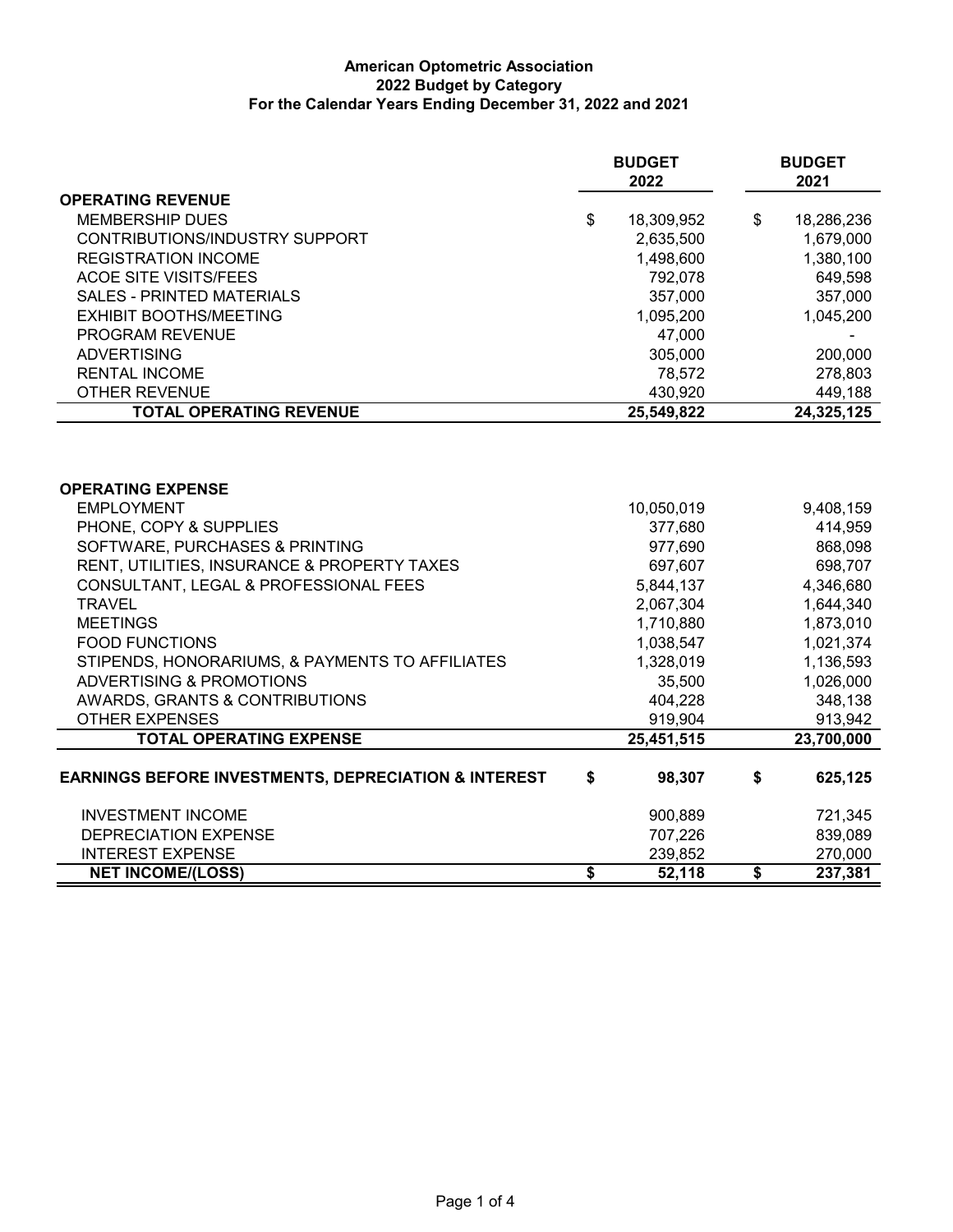**American Optometric Association**
**2022 Budget by Category**
**For the Calendar Years Ending December 31, 2022 and 2021**

| | BUDGET 2022 | BUDGET 2021 |
|---|---|---|
| **OPERATING REVENUE** | | |
| MEMBERSHIP DUES | $ 18,309,952 | $ 18,286,236 |
| CONTRIBUTIONS/INDUSTRY SUPPORT | 2,635,500 | 1,679,000 |
| REGISTRATION INCOME | 1,498,600 | 1,380,100 |
| ACOE SITE VISITS/FEES | 792,078 | 649,598 |
| SALES - PRINTED MATERIALS | 357,000 | 357,000 |
| EXHIBIT BOOTHS/MEETING | 1,095,200 | 1,045,200 |
| PROGRAM REVENUE | 47,000 | - |
| ADVERTISING | 305,000 | 200,000 |
| RENTAL INCOME | 78,572 | 278,803 |
| OTHER REVENUE | 430,920 | 449,188 |
| **TOTAL OPERATING REVENUE** | **25,549,822** | **24,325,125** |
| | | |
| **OPERATING EXPENSE** | | |
| EMPLOYMENT | 10,050,019 | 9,408,159 |
| PHONE, COPY & SUPPLIES | 377,680 | 414,959 |
| SOFTWARE, PURCHASES & PRINTING | 977,690 | 868,098 |
| RENT, UTILITIES, INSURANCE & PROPERTY TAXES | 697,607 | 698,707 |
| CONSULTANT, LEGAL & PROFESSIONAL FEES | 5,844,137 | 4,346,680 |
| TRAVEL | 2,067,304 | 1,644,340 |
| MEETINGS | 1,710,880 | 1,873,010 |
| FOOD FUNCTIONS | 1,038,547 | 1,021,374 |
| STIPENDS, HONORARIUMS, & PAYMENTS TO AFFILIATES | 1,328,019 | 1,136,593 |
| ADVERTISING & PROMOTIONS | 35,500 | 1,026,000 |
| AWARDS, GRANTS & CONTRIBUTIONS | 404,228 | 348,138 |
| OTHER EXPENSES | 919,904 | 913,942 |
| **TOTAL OPERATING EXPENSE** | **25,451,515** | **23,700,000** |
| | | |
| **EARNINGS BEFORE INVESTMENTS, DEPRECIATION & INTEREST** | **$ 98,307** | **$ 625,125** |
| | | |
| INVESTMENT INCOME | 900,889 | 721,345 |
| DEPRECIATION EXPENSE | 707,226 | 839,089 |
| INTEREST EXPENSE | 239,852 | 270,000 |
| **NET INCOME/(LOSS)** | **$ 52,118** | **$ 237,381** |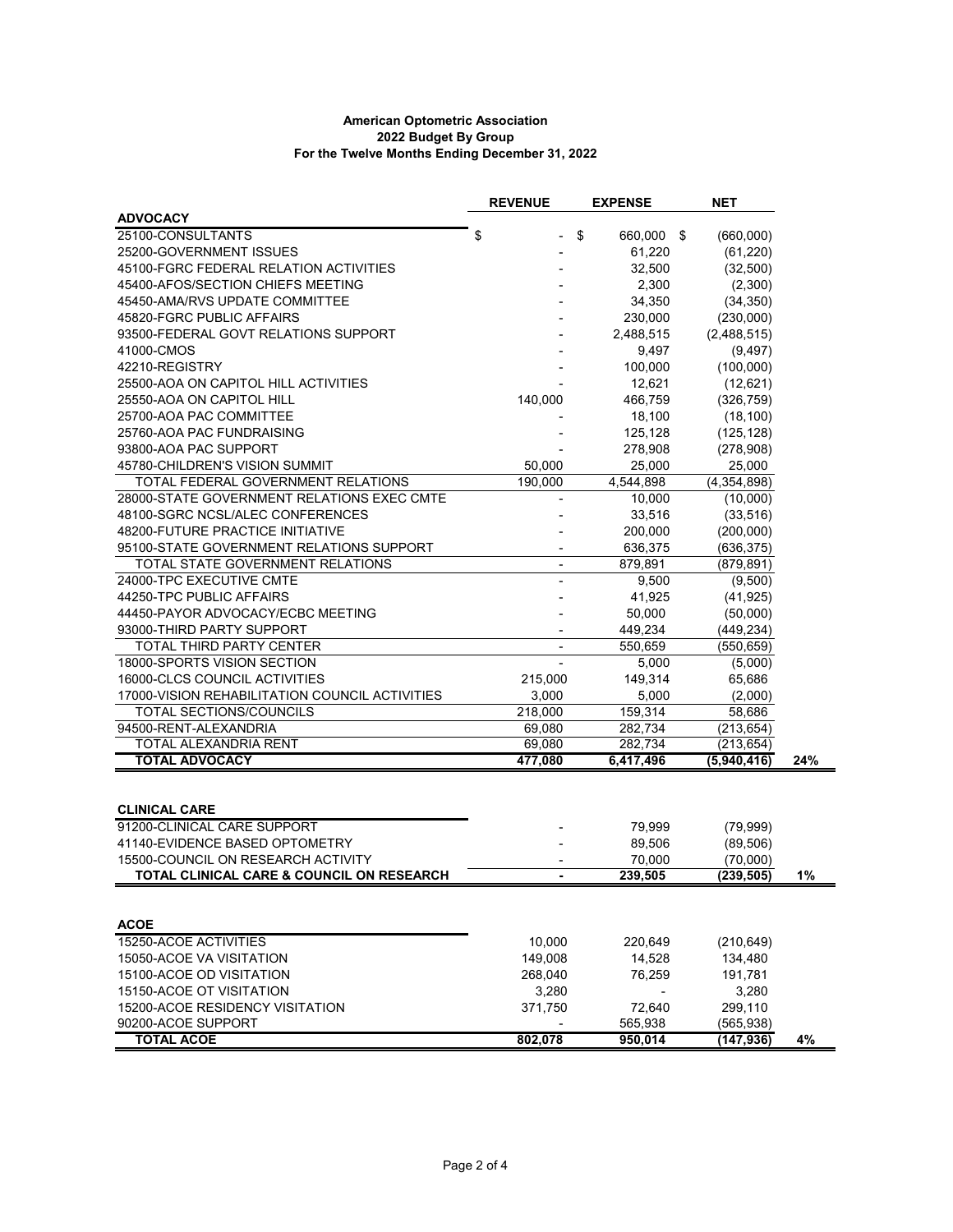**American Optometric Association**
**2022 Budget By Group**
**For the Twelve Months Ending December 31, 2022**

| | REVENUE | EXPENSE | NET | |
|---|---|---|---|---|
| **ADVOCACY** | | | | |
| 25100-CONSULTANTS | $ - | $ 660,000 | $ (660,000) | |
| 25200-GOVERNMENT ISSUES | - | 61,220 | (61,220) | |
| 45100-FGRC FEDERAL RELATION ACTIVITIES | - | 32,500 | (32,500) | |
| 45400-AFOS/SECTION CHIEFS MEETING | - | 2,300 | (2,300) | |
| 45450-AMA/RVS UPDATE COMMITTEE | - | 34,350 | (34,350) | |
| 45820-FGRC PUBLIC AFFAIRS | - | 230,000 | (230,000) | |
| 93500-FEDERAL GOVT RELATIONS SUPPORT | - | 2,488,515 | (2,488,515) | |
| 41000-CMOS | - | 9,497 | (9,497) | |
| 42210-REGISTRY | - | 100,000 | (100,000) | |
| 25500-AOA ON CAPITOL HILL ACTIVITIES | - | 12,621 | (12,621) | |
| 25550-AOA ON CAPITOL HILL | 140,000 | 466,759 | (326,759) | |
| 25700-AOA PAC COMMITTEE | - | 18,100 | (18,100) | |
| 25760-AOA PAC FUNDRAISING | - | 125,128 | (125,128) | |
| 93800-AOA PAC SUPPORT | - | 278,908 | (278,908) | |
| 45780-CHILDREN'S VISION SUMMIT | 50,000 | 25,000 | 25,000 | |
| TOTAL FEDERAL GOVERNMENT RELATIONS | 190,000 | 4,544,898 | (4,354,898) | |
| 28000-STATE GOVERNMENT RELATIONS EXEC CMTE | - | 10,000 | (10,000) | |
| 48100-SGRC NCSL/ALEC CONFERENCES | - | 33,516 | (33,516) | |
| 48200-FUTURE PRACTICE INITIATIVE | - | 200,000 | (200,000) | |
| 95100-STATE GOVERNMENT RELATIONS SUPPORT | - | 636,375 | (636,375) | |
| TOTAL STATE GOVERNMENT RELATIONS | - | 879,891 | (879,891) | |
| 24000-TPC EXECUTIVE CMTE | - | 9,500 | (9,500) | |
| 44250-TPC PUBLIC AFFAIRS | - | 41,925 | (41,925) | |
| 44450-PAYOR ADVOCACY/ECBC MEETING | - | 50,000 | (50,000) | |
| 93000-THIRD PARTY SUPPORT | - | 449,234 | (449,234) | |
| TOTAL THIRD PARTY CENTER | - | 550,659 | (550,659) | |
| 18000-SPORTS VISION SECTION | - | 5,000 | (5,000) | |
| 16000-CLCS COUNCIL ACTIVITIES | 215,000 | 149,314 | 65,686 | |
| 17000-VISION REHABILITATION COUNCIL ACTIVITIES | 3,000 | 5,000 | (2,000) | |
| TOTAL SECTIONS/COUNCILS | 218,000 | 159,314 | 58,686 | |
| 94500-RENT-ALEXANDRIA | 69,080 | 282,734 | (213,654) | |
| TOTAL ALEXANDRIA RENT | 69,080 | 282,734 | (213,654) | |
| **TOTAL ADVOCACY** | **477,080** | **6,417,496** | **(5,940,416)** | **24%** |
| | | | | |
| **CLINICAL CARE** | | | | |
| 91200-CLINICAL CARE SUPPORT | - | 79,999 | (79,999) | |
| 41140-EVIDENCE BASED OPTOMETRY | - | 89,506 | (89,506) | |
| 15500-COUNCIL ON RESEARCH ACTIVITY | - | 70,000 | (70,000) | |
| **TOTAL CLINICAL CARE & COUNCIL ON RESEARCH** | **-** | **239,505** | **(239,505)** | **1%** |
| | | | | |
| **ACOE** | | | | |
| 15250-ACOE ACTIVITIES | 10,000 | 220,649 | (210,649) | |
| 15050-ACOE VA VISITATION | 149,008 | 14,528 | 134,480 | |
| 15100-ACOE OD VISITATION | 268,040 | 76,259 | 191,781 | |
| 15150-ACOE OT VISITATION | 3,280 | - | 3,280 | |
| 15200-ACOE RESIDENCY VISITATION | 371,750 | 72,640 | 299,110 | |
| 90200-ACOE SUPPORT | - | 565,938 | (565,938) | |
| **TOTAL ACOE** | **802,078** | **950,014** | **(147,936)** | **4%** |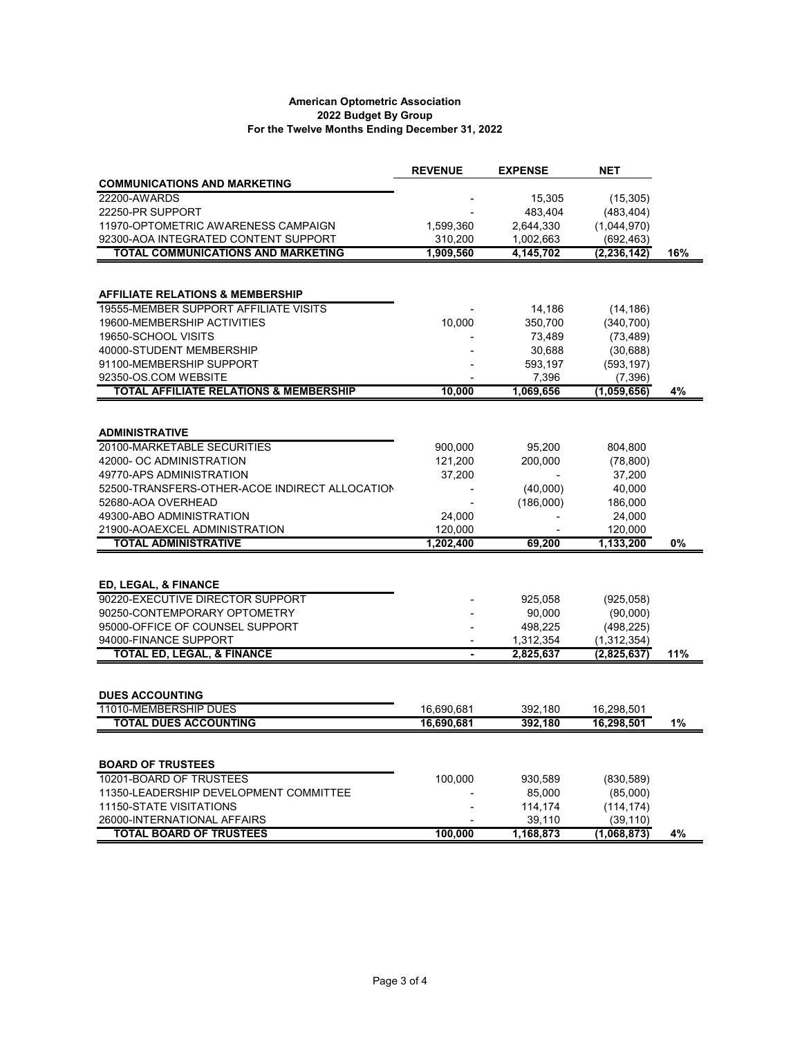# American Optometric Association
## 2022 Budget By Group
### For the Twelve Months Ending December 31, 2022

| | REVENUE | EXPENSE | NET | |
|---|---|---|---|---|
| **COMMUNICATIONS AND MARKETING** | | | | |
| 22200-AWARDS | - | 15,305 | (15,305) | |
| 22250-PR SUPPORT | - | 483,404 | (483,404) | |
| 11970-OPTOMETRIC AWARENESS CAMPAIGN | 1,599,360 | 2,644,330 | (1,044,970) | |
| 92300-AOA INTEGRATED CONTENT SUPPORT | 310,200 | 1,002,663 | (692,463) | |
| **TOTAL COMMUNICATIONS AND MARKETING** | **1,909,560** | **4,145,702** | **(2,236,142)** | **16%** |
| | | | | |
| **AFFILIATE RELATIONS & MEMBERSHIP** | | | | |
| 19555-MEMBER SUPPORT AFFILIATE VISITS | - | 14,186 | (14,186) | |
| 19600-MEMBERSHIP ACTIVITIES | 10,000 | 350,700 | (340,700) | |
| 19650-SCHOOL VISITS | - | 73,489 | (73,489) | |
| 40000-STUDENT MEMBERSHIP | - | 30,688 | (30,688) | |
| 91100-MEMBERSHIP SUPPORT | - | 593,197 | (593,197) | |
| 92350-OS.COM WEBSITE | - | 7,396 | (7,396) | |
| **TOTAL AFFILIATE RELATIONS & MEMBERSHIP** | **10,000** | **1,069,656** | **(1,059,656)** | **4%** |
| | | | | |
| **ADMINISTRATIVE** | | | | |
| 20100-MARKETABLE SECURITIES | 900,000 | 95,200 | 804,800 | |
| 42000- OC ADMINISTRATION | 121,200 | 200,000 | (78,800) | |
| 49770-APS ADMINISTRATION | 37,200 | - | 37,200 | |
| 52500-TRANSFERS-OTHER-ACOE INDIRECT ALLOCATION | - | (40,000) | 40,000 | |
| 52680-AOA OVERHEAD | - | (186,000) | 186,000 | |
| 49300-ABO ADMINISTRATION | 24,000 | - | 24,000 | |
| 21900-AOAEXCEL ADMINISTRATION | 120,000 | - | 120,000 | |
| **TOTAL ADMINISTRATIVE** | **1,202,400** | **69,200** | **1,133,200** | **0%** |
| | | | | |
| **ED, LEGAL, & FINANCE** | | | | |
| 90220-EXECUTIVE DIRECTOR SUPPORT | - | 925,058 | (925,058) | |
| 90250-CONTEMPORARY OPTOMETRY | - | 90,000 | (90,000) | |
| 95000-OFFICE OF COUNSEL SUPPORT | - | 498,225 | (498,225) | |
| 94000-FINANCE SUPPORT | - | 1,312,354 | (1,312,354) | |
| **TOTAL ED, LEGAL, & FINANCE** | **-** | **2,825,637** | **(2,825,637)** | **11%** |
| | | | | |
| **DUES ACCOUNTING** | | | | |
| 11010-MEMBERSHIP DUES | 16,690,681 | 392,180 | 16,298,501 | |
| **TOTAL DUES ACCOUNTING** | **16,690,681** | **392,180** | **16,298,501** | **1%** |
| | | | | |
| **BOARD OF TRUSTEES** | | | | |
| 10201-BOARD OF TRUSTEES | 100,000 | 930,589 | (830,589) | |
| 11350-LEADERSHIP DEVELOPMENT COMMITTEE | - | 85,000 | (85,000) | |
| 11150-STATE VISITATIONS | - | 114,174 | (114,174) | |
| 26000-INTERNATIONAL AFFAIRS | - | 39,110 | (39,110) | |
| **TOTAL BOARD OF TRUSTEES** | **100,000** | **1,168,873** | **(1,068,873)** | **4%** |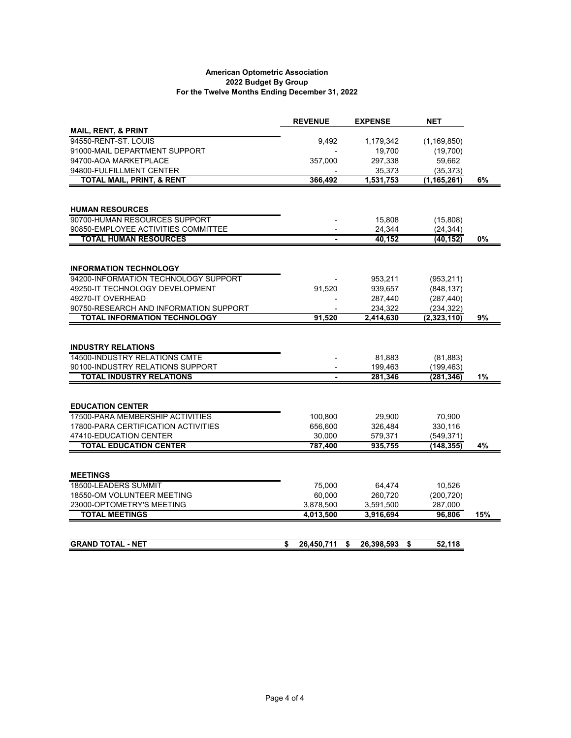**American Optometric Association**
**2022 Budget By Group**
**For the Twelve Months Ending December 31, 2022**

| | REVENUE | EXPENSE | NET | |
|---|---|---|---|---|
| **MAIL, RENT, & PRINT** | | | | |
| 94550-RENT-ST. LOUIS | 9,492 | 1,179,342 | (1,169,850) | |
| 91000-MAIL DEPARTMENT SUPPORT | - | 19,700 | (19,700) | |
| 94700-AOA MARKETPLACE | 357,000 | 297,338 | 59,662 | |
| 94800-FULFILLMENT CENTER | - | 35,373 | (35,373) | |
| **TOTAL MAIL, PRINT, & RENT** | **366,492** | **1,531,753** | **(1,165,261)** | **6%** |
| **HUMAN RESOURCES** | | | | |
| 90700-HUMAN RESOURCES SUPPORT | - | 15,808 | (15,808) | |
| 90850-EMPLOYEE ACTIVITIES COMMITTEE | - | 24,344 | (24,344) | |
| **TOTAL HUMAN RESOURCES** | **-** | **40,152** | **(40,152)** | **0%** |
| **INFORMATION TECHNOLOGY** | | | | |
| 94200-INFORMATION TECHNOLOGY SUPPORT | - | 953,211 | (953,211) | |
| 49250-IT TECHNOLOGY DEVELOPMENT | 91,520 | 939,657 | (848,137) | |
| 49270-IT OVERHEAD | - | 287,440 | (287,440) | |
| 90750-RESEARCH AND INFORMATION SUPPORT | - | 234,322 | (234,322) | |
| **TOTAL INFORMATION TECHNOLOGY** | **91,520** | **2,414,630** | **(2,323,110)** | **9%** |
| **INDUSTRY RELATIONS** | | | | |
| 14500-INDUSTRY RELATIONS CMTE | - | 81,883 | (81,883) | |
| 90100-INDUSTRY RELATIONS SUPPORT | - | 199,463 | (199,463) | |
| **TOTAL INDUSTRY RELATIONS** | **-** | **281,346** | **(281,346)** | **1%** |
| **EDUCATION CENTER** | | | | |
| 17500-PARA MEMBERSHIP ACTIVITIES | 100,800 | 29,900 | 70,900 | |
| 17800-PARA CERTIFICATION ACTIVITIES | 656,600 | 326,484 | 330,116 | |
| 47410-EDUCATION CENTER | 30,000 | 579,371 | (549,371) | |
| **TOTAL EDUCATION CENTER** | **787,400** | **935,755** | **(148,355)** | **4%** |
| **MEETINGS** | | | | |
| 18500-LEADERS SUMMIT | 75,000 | 64,474 | 10,526 | |
| 18550-OM VOLUNTEER MEETING | 60,000 | 260,720 | (200,720) | |
| 23000-OPTOMETRY'S MEETING | 3,878,500 | 3,591,500 | 287,000 | |
| **TOTAL MEETINGS** | **4,013,500** | **3,916,694** | **96,806** | **15%** |
| **GRAND TOTAL - NET** | **$ 26,450,711** | **$ 26,398,593** | **$ 52,118** | |